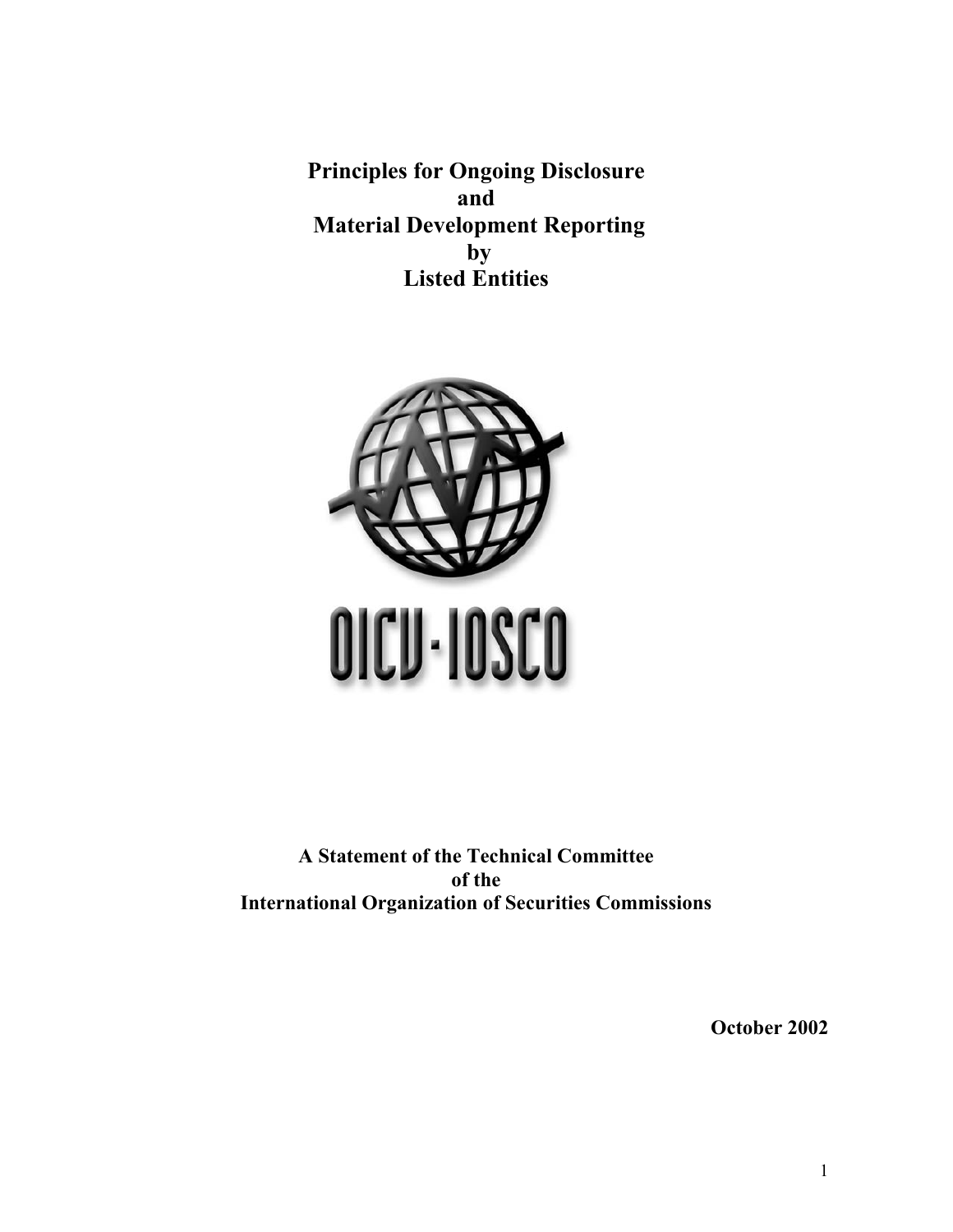# Principles for Ongoing Disclosure and Material Development Reporting by Listed Entities

OICV-IOSCO

**A Statement of the Technical Committee of the International Organization of Securities Commissions**

**October 2002**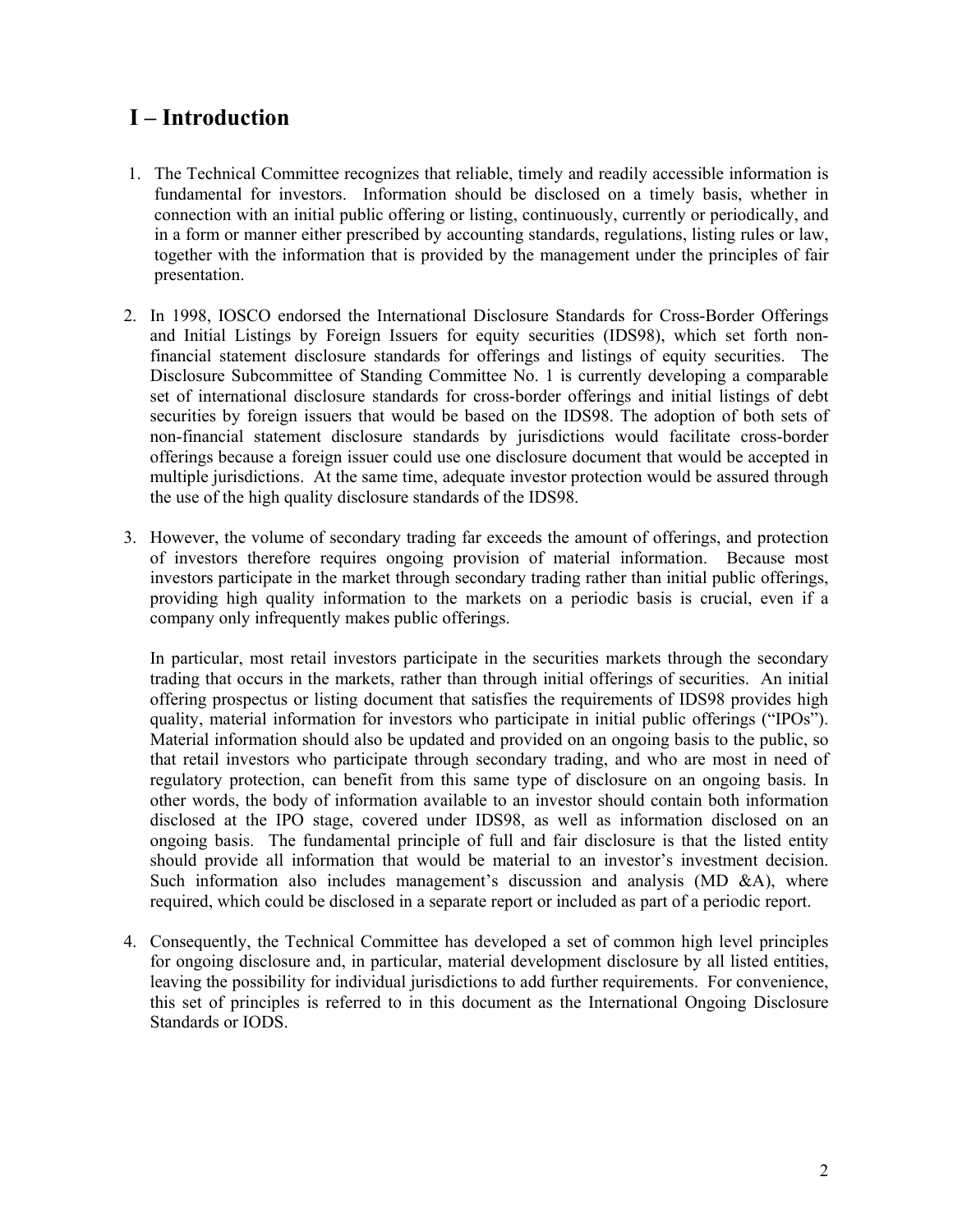# I – Introduction

1. The Technical Committee recognizes that reliable, timely and readily accessible information is fundamental for investors. Information should be disclosed on a timely basis, whether in connection with an initial public offering or listing, continuously, currently or periodically, and in a form or manner either prescribed by accounting standards, regulations, listing rules or law, together with the information that is provided by the management under the principles of fair presentation.

2. In 1998, IOSCO endorsed the International Disclosure Standards for Cross-Border Offerings and Initial Listings by Foreign Issuers for equity securities (IDS98), which set forth non-financial statement disclosure standards for offerings and listings of equity securities. The Disclosure Subcommittee of Standing Committee No. 1 is currently developing a comparable set of international disclosure standards for cross-border offerings and initial listings of debt securities by foreign issuers that would be based on the IDS98. The adoption of both sets of non-financial statement disclosure standards by jurisdictions would facilitate cross-border offerings because a foreign issuer could use one disclosure document that would be accepted in multiple jurisdictions. At the same time, adequate investor protection would be assured through the use of the high quality disclosure standards of the IDS98.

3. However, the volume of secondary trading far exceeds the amount of offerings, and protection of investors therefore requires ongoing provision of material information. Because most investors participate in the market through secondary trading rather than initial public offerings, providing high quality information to the markets on a periodic basis is crucial, even if a company only infrequently makes public offerings.

   In particular, most retail investors participate in the securities markets through the secondary trading that occurs in the markets, rather than through initial offerings of securities. An initial offering prospectus or listing document that satisfies the requirements of IDS98 provides high quality, material information for investors who participate in initial public offerings ("IPOs"). Material information should also be updated and provided on an ongoing basis to the public, so that retail investors who participate through secondary trading, and who are most in need of regulatory protection, can benefit from this same type of disclosure on an ongoing basis. In other words, the body of information available to an investor should contain both information disclosed at the IPO stage, covered under IDS98, as well as information disclosed on an ongoing basis. The fundamental principle of full and fair disclosure is that the listed entity should provide all information that would be material to an investor's investment decision. Such information also includes management's discussion and analysis (MD &A), where required, which could be disclosed in a separate report or included as part of a periodic report.

4. Consequently, the Technical Committee has developed a set of common high level principles for ongoing disclosure and, in particular, material development disclosure by all listed entities, leaving the possibility for individual jurisdictions to add further requirements. For convenience, this set of principles is referred to in this document as the International Ongoing Disclosure Standards or IODS.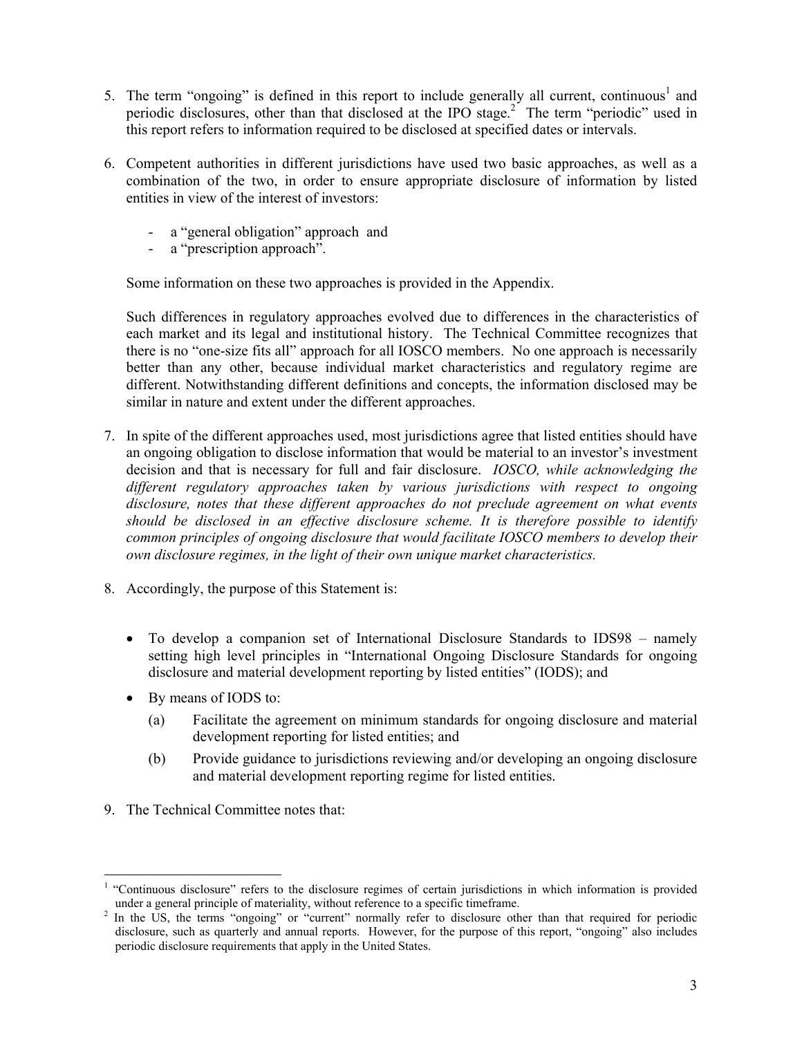5. The term "ongoing" is defined in this report to include generally all current, continuous[1] and periodic disclosures, other than that disclosed at the IPO stage.[2] The term "periodic" used in this report refers to information required to be disclosed at specified dates or intervals.

6. Competent authorities in different jurisdictions have used two basic approaches, as well as a combination of the two, in order to ensure appropriate disclosure of information by listed entities in view of the interest of investors:

   - a "general obligation" approach and
   - a "prescription approach".

   Some information on these two approaches is provided in the Appendix.

   Such differences in regulatory approaches evolved due to differences in the characteristics of each market and its legal and institutional history. The Technical Committee recognizes that there is no "one-size fits all" approach for all IOSCO members. No one approach is necessarily better than any other, because individual market characteristics and regulatory regime are different. Notwithstanding different definitions and concepts, the information disclosed may be similar in nature and extent under the different approaches.

7. In spite of the different approaches used, most jurisdictions agree that listed entities should have an ongoing obligation to disclose information that would be material to an investor's investment decision and that is necessary for full and fair disclosure. *IOSCO, while acknowledging the different regulatory approaches taken by various jurisdictions with respect to ongoing disclosure, notes that these different approaches do not preclude agreement on what events should be disclosed in an effective disclosure scheme. It is therefore possible to identify common principles of ongoing disclosure that would facilitate IOSCO members to develop their own disclosure regimes, in the light of their own unique market characteristics.*

8. Accordingly, the purpose of this Statement is:

   - To develop a companion set of International Disclosure Standards to IDS98 – namely setting high level principles in "International Ongoing Disclosure Standards for ongoing disclosure and material development reporting by listed entities" (IODS); and
   - By means of IODS to:
     - (a) Facilitate the agreement on minimum standards for ongoing disclosure and material development reporting for listed entities; and
     - (b) Provide guidance to jurisdictions reviewing and/or developing an ongoing disclosure and material development reporting regime for listed entities.

9. The Technical Committee notes that:

---

[1] "Continuous disclosure" refers to the disclosure regimes of certain jurisdictions in which information is provided under a general principle of materiality, without reference to a specific timeframe.

[2] In the US, the terms "ongoing" or "current" normally refer to disclosure other than that required for periodic disclosure, such as quarterly and annual reports. However, for the purpose of this report, "ongoing" also includes periodic disclosure requirements that apply in the United States.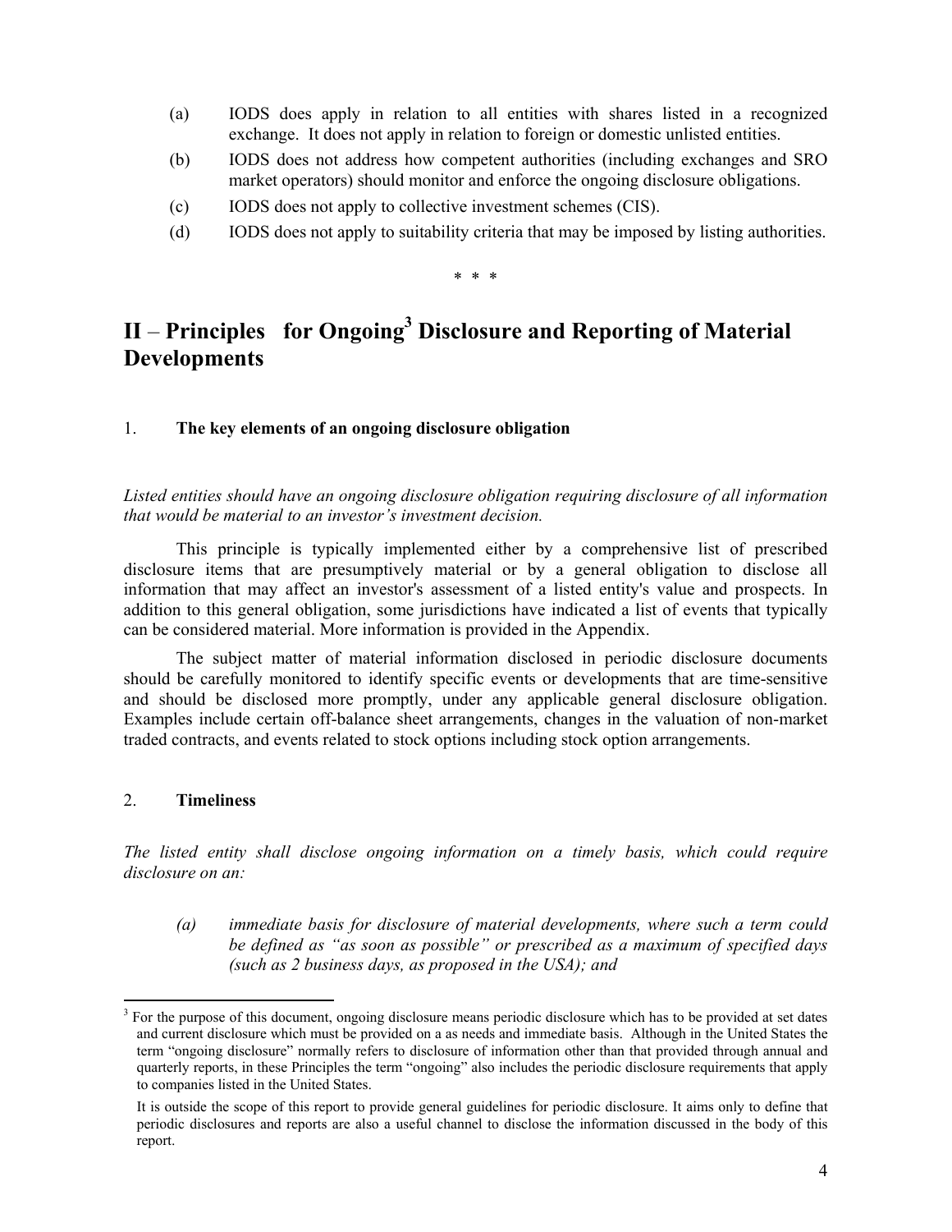(a) IODS does apply in relation to all entities with shares listed in a recognized exchange. It does not apply in relation to foreign or domestic unlisted entities.

(b) IODS does not address how competent authorities (including exchanges and SRO market operators) should monitor and enforce the ongoing disclosure obligations.

(c) IODS does not apply to collective investment schemes (CIS).

(d) IODS does not apply to suitability criteria that may be imposed by listing authorities.

\* \* \*

## II – Principles for Ongoing[3] Disclosure and Reporting of Material Developments

### 1. The key elements of an ongoing disclosure obligation

*Listed entities should have an ongoing disclosure obligation requiring disclosure of all information that would be material to an investor's investment decision.*

This principle is typically implemented either by a comprehensive list of prescribed disclosure items that are presumptively material or by a general obligation to disclose all information that may affect an investor's assessment of a listed entity's value and prospects. In addition to this general obligation, some jurisdictions have indicated a list of events that typically can be considered material. More information is provided in the Appendix.

The subject matter of material information disclosed in periodic disclosure documents should be carefully monitored to identify specific events or developments that are time-sensitive and should be disclosed more promptly, under any applicable general disclosure obligation. Examples include certain off-balance sheet arrangements, changes in the valuation of non-market traded contracts, and events related to stock options including stock option arrangements.

### 2. Timeliness

*The listed entity shall disclose ongoing information on a timely basis, which could require disclosure on an:*

*(a) immediate basis for disclosure of material developments, where such a term could be defined as "as soon as possible" or prescribed as a maximum of specified days (such as 2 business days, as proposed in the USA); and*

---

[3] For the purpose of this document, ongoing disclosure means periodic disclosure which has to be provided at set dates and current disclosure which must be provided on a as needs and immediate basis. Although in the United States the term "ongoing disclosure" normally refers to disclosure of information other than that provided through annual and quarterly reports, in these Principles the term "ongoing" also includes the periodic disclosure requirements that apply to companies listed in the United States.

It is outside the scope of this report to provide general guidelines for periodic disclosure. It aims only to define that periodic disclosures and reports are also a useful channel to disclose the information discussed in the body of this report.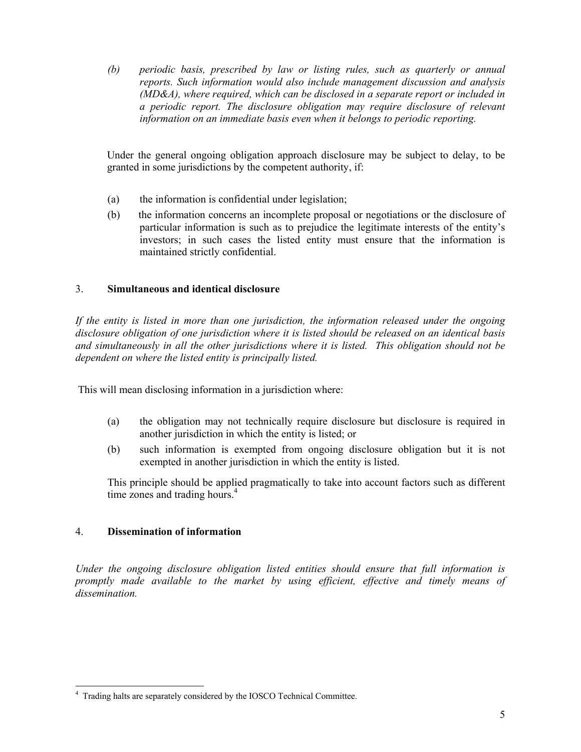(b) *periodic basis, prescribed by law or listing rules, such as quarterly or annual reports. Such information would also include management discussion and analysis (MD&A), where required, which can be disclosed in a separate report or included in a periodic report. The disclosure obligation may require disclosure of relevant information on an immediate basis even when it belongs to periodic reporting.*

Under the general ongoing obligation approach disclosure may be subject to delay, to be granted in some jurisdictions by the competent authority, if:

(a) the information is confidential under legislation;

(b) the information concerns an incomplete proposal or negotiations or the disclosure of particular information is such as to prejudice the legitimate interests of the entity's investors; in such cases the listed entity must ensure that the information is maintained strictly confidential.

## 3. **Simultaneous and identical disclosure**

*If the entity is listed in more than one jurisdiction, the information released under the ongoing disclosure obligation of one jurisdiction where it is listed should be released on an identical basis and simultaneously in all the other jurisdictions where it is listed. This obligation should not be dependent on where the listed entity is principally listed.*

This will mean disclosing information in a jurisdiction where:

(a) the obligation may not technically require disclosure but disclosure is required in another jurisdiction in which the entity is listed; or

(b) such information is exempted from ongoing disclosure obligation but it is not exempted in another jurisdiction in which the entity is listed.

This principle should be applied pragmatically to take into account factors such as different time zones and trading hours.[4]

## 4. **Dissemination of information**

*Under the ongoing disclosure obligation listed entities should ensure that full information is promptly made available to the market by using efficient, effective and timely means of dissemination.*

---

[4] Trading halts are separately considered by the IOSCO Technical Committee.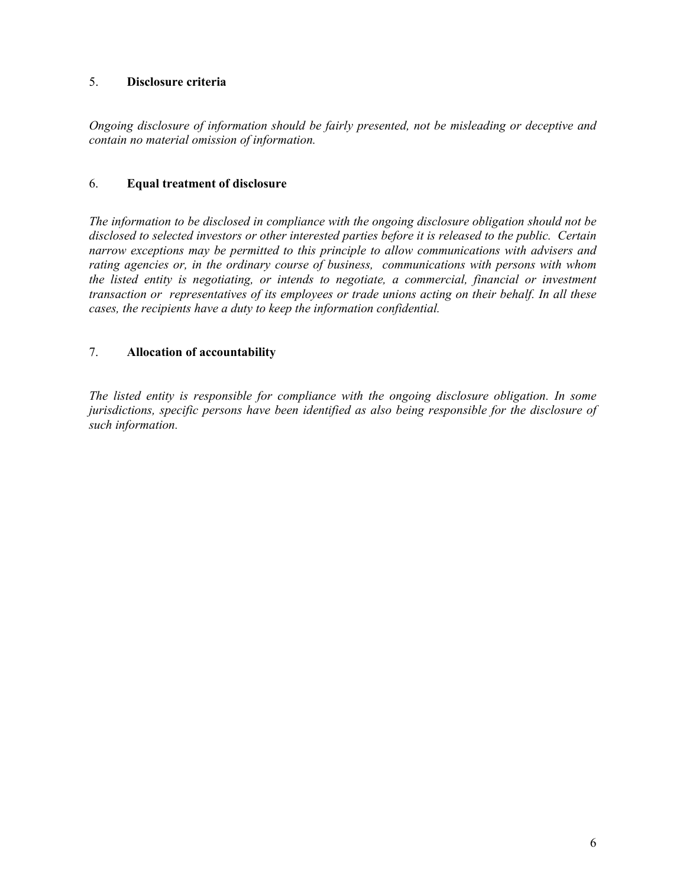## 5. **Disclosure criteria**

*Ongoing disclosure of information should be fairly presented, not be misleading or deceptive and contain no material omission of information.*

## 6. **Equal treatment of disclosure**

*The information to be disclosed in compliance with the ongoing disclosure obligation should not be disclosed to selected investors or other interested parties before it is released to the public. Certain narrow exceptions may be permitted to this principle to allow communications with advisers and rating agencies or, in the ordinary course of business, communications with persons with whom the listed entity is negotiating, or intends to negotiate, a commercial, financial or investment transaction or representatives of its employees or trade unions acting on their behalf. In all these cases, the recipients have a duty to keep the information confidential.*

## 7. **Allocation of accountability**

*The listed entity is responsible for compliance with the ongoing disclosure obligation. In some jurisdictions, specific persons have been identified as also being responsible for the disclosure of such information.*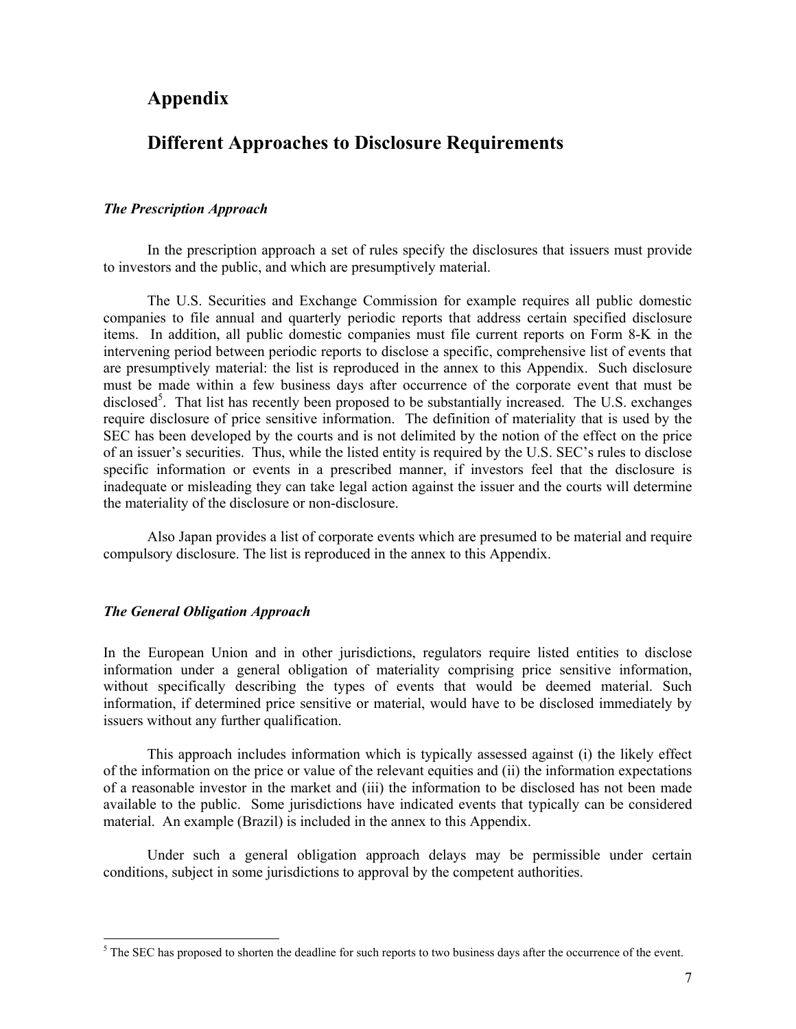# Appendix

# Different Approaches to Disclosure Requirements

### *The Prescription Approach*

In the prescription approach a set of rules specify the disclosures that issuers must provide to investors and the public, and which are presumptively material.

The U.S. Securities and Exchange Commission for example requires all public domestic companies to file annual and quarterly periodic reports that address certain specified disclosure items. In addition, all public domestic companies must file current reports on Form 8-K in the intervening period between periodic reports to disclose a specific, comprehensive list of events that are presumptively material: the list is reproduced in the annex to this Appendix. Such disclosure must be made within a few business days after occurrence of the corporate event that must be disclosed[5]. That list has recently been proposed to be substantially increased. The U.S. exchanges require disclosure of price sensitive information. The definition of materiality that is used by the SEC has been developed by the courts and is not delimited by the notion of the effect on the price of an issuer's securities. Thus, while the listed entity is required by the U.S. SEC's rules to disclose specific information or events in a prescribed manner, if investors feel that the disclosure is inadequate or misleading they can take legal action against the issuer and the courts will determine the materiality of the disclosure or non-disclosure.

Also Japan provides a list of corporate events which are presumed to be material and require compulsory disclosure. The list is reproduced in the annex to this Appendix.

### *The General Obligation Approach*

In the European Union and in other jurisdictions, regulators require listed entities to disclose information under a general obligation of materiality comprising price sensitive information, without specifically describing the types of events that would be deemed material. Such information, if determined price sensitive or material, would have to be disclosed immediately by issuers without any further qualification.

This approach includes information which is typically assessed against (i) the likely effect of the information on the price or value of the relevant equities and (ii) the information expectations of a reasonable investor in the market and (iii) the information to be disclosed has not been made available to the public. Some jurisdictions have indicated events that typically can be considered material. An example (Brazil) is included in the annex to this Appendix.

Under such a general obligation approach delays may be permissible under certain conditions, subject in some jurisdictions to approval by the competent authorities.

---

[5] The SEC has proposed to shorten the deadline for such reports to two business days after the occurrence of the event.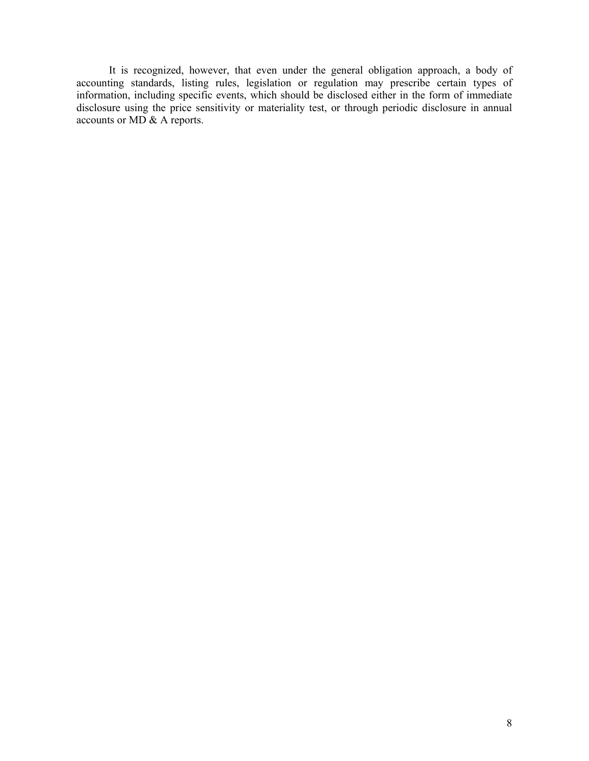It is recognized, however, that even under the general obligation approach, a body of accounting standards, listing rules, legislation or regulation may prescribe certain types of information, including specific events, which should be disclosed either in the form of immediate disclosure using the price sensitivity or materiality test, or through periodic disclosure in annual accounts or MD & A reports.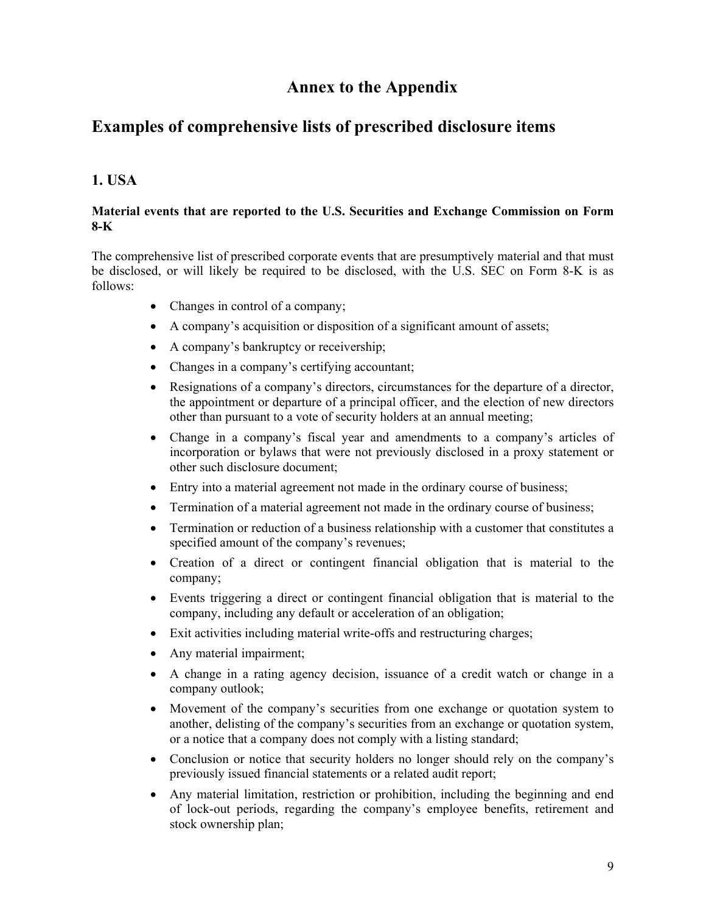# Annex to the Appendix

## Examples of comprehensive lists of prescribed disclosure items

### 1. USA

**Material events that are reported to the U.S. Securities and Exchange Commission on Form 8-K**

The comprehensive list of prescribed corporate events that are presumptively material and that must be disclosed, or will likely be required to be disclosed, with the U.S. SEC on Form 8-K is as follows:

- Changes in control of a company;
- A company's acquisition or disposition of a significant amount of assets;
- A company's bankruptcy or receivership;
- Changes in a company's certifying accountant;
- Resignations of a company's directors, circumstances for the departure of a director, the appointment or departure of a principal officer, and the election of new directors other than pursuant to a vote of security holders at an annual meeting;
- Change in a company's fiscal year and amendments to a company's articles of incorporation or bylaws that were not previously disclosed in a proxy statement or other such disclosure document;
- Entry into a material agreement not made in the ordinary course of business;
- Termination of a material agreement not made in the ordinary course of business;
- Termination or reduction of a business relationship with a customer that constitutes a specified amount of the company's revenues;
- Creation of a direct or contingent financial obligation that is material to the company;
- Events triggering a direct or contingent financial obligation that is material to the company, including any default or acceleration of an obligation;
- Exit activities including material write-offs and restructuring charges;
- Any material impairment;
- A change in a rating agency decision, issuance of a credit watch or change in a company outlook;
- Movement of the company's securities from one exchange or quotation system to another, delisting of the company's securities from an exchange or quotation system, or a notice that a company does not comply with a listing standard;
- Conclusion or notice that security holders no longer should rely on the company's previously issued financial statements or a related audit report;
- Any material limitation, restriction or prohibition, including the beginning and end of lock-out periods, regarding the company's employee benefits, retirement and stock ownership plan;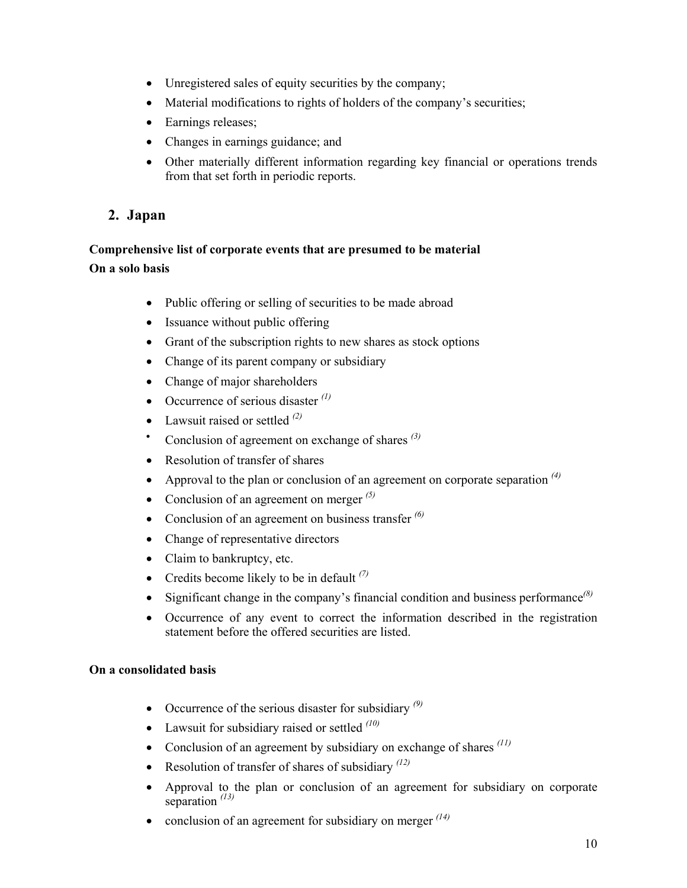- Unregistered sales of equity securities by the company;
- Material modifications to rights of holders of the company's securities;
- Earnings releases;
- Changes in earnings guidance; and
- Other materially different information regarding key financial or operations trends from that set forth in periodic reports.

## 2. Japan

**Comprehensive list of corporate events that are presumed to be material**

**On a solo basis**

- Public offering or selling of securities to be made abroad
- Issuance without public offering
- Grant of the subscription rights to new shares as stock options
- Change of its parent company or subsidiary
- Change of major shareholders
- Occurrence of serious disaster *(1)*
- Lawsuit raised or settled *(2)*
- Conclusion of agreement on exchange of shares *(3)*
- Resolution of transfer of shares
- Approval to the plan or conclusion of an agreement on corporate separation *(4)*
- Conclusion of an agreement on merger *(5)*
- Conclusion of an agreement on business transfer *(6)*
- Change of representative directors
- Claim to bankruptcy, etc.
- Credits become likely to be in default *(7)*
- Significant change in the company's financial condition and business performance*(8)*
- Occurrence of any event to correct the information described in the registration statement before the offered securities are listed.

**On a consolidated basis**

- Occurrence of the serious disaster for subsidiary *(9)*
- Lawsuit for subsidiary raised or settled *(10)*
- Conclusion of an agreement by subsidiary on exchange of shares *(11)*
- Resolution of transfer of shares of subsidiary *(12)*
- Approval to the plan or conclusion of an agreement for subsidiary on corporate separation *(13)*
- conclusion of an agreement for subsidiary on merger *(14)*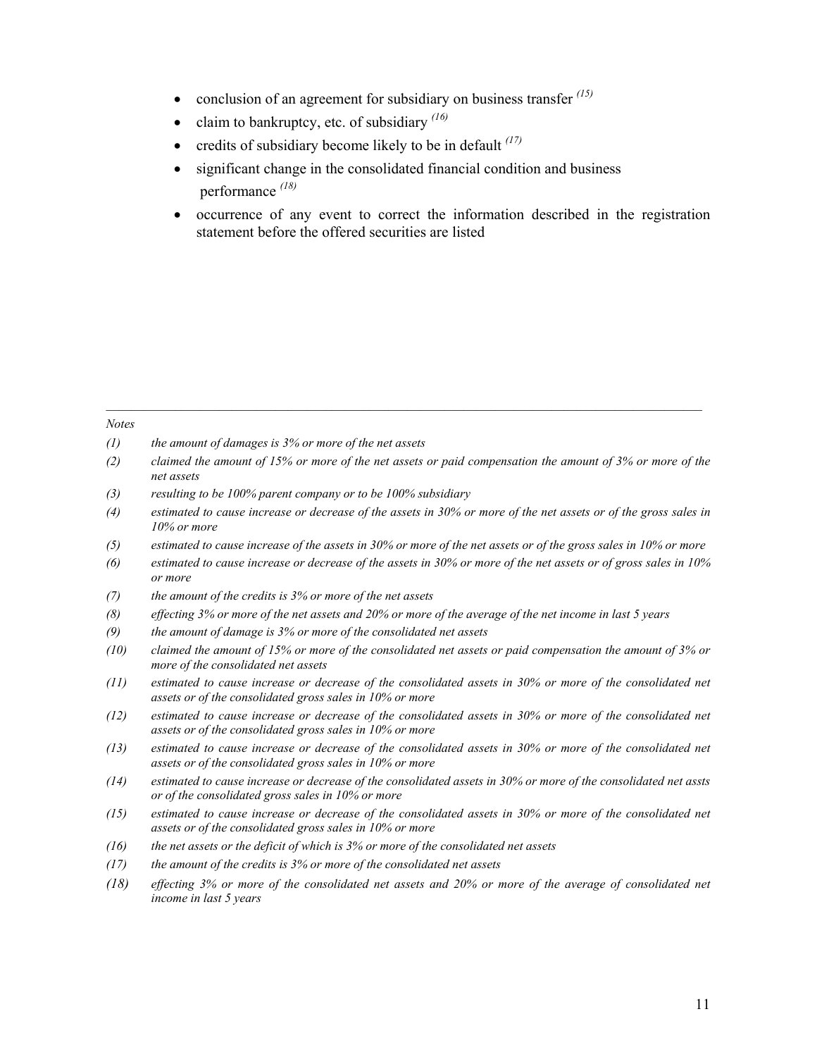- conclusion of an agreement for subsidiary on business transfer [(15)]
- claim to bankruptcy, etc. of subsidiary [(16)]
- credits of subsidiary become likely to be in default [(17)]
- significant change in the consolidated financial condition and business performance [(18)]
- occurrence of any event to correct the information described in the registration statement before the offered securities are listed

---

*Notes*

*(1) the amount of damages is 3% or more of the net assets*

*(2) claimed the amount of 15% or more of the net assets or paid compensation the amount of 3% or more of the net assets*

*(3) resulting to be 100% parent company or to be 100% subsidiary*

*(4) estimated to cause increase or decrease of the assets in 30% or more of the net assets or of the gross sales in 10% or more*

*(5) estimated to cause increase of the assets in 30% or more of the net assets or of the gross sales in 10% or more*

*(6) estimated to cause increase or decrease of the assets in 30% or more of the net assets or of gross sales in 10% or more*

*(7) the amount of the credits is 3% or more of the net assets*

*(8) effecting 3% or more of the net assets and 20% or more of the average of the net income in last 5 years*

*(9) the amount of damage is 3% or more of the consolidated net assets*

*(10) claimed the amount of 15% or more of the consolidated net assets or paid compensation the amount of 3% or more of the consolidated net assets*

*(11) estimated to cause increase or decrease of the consolidated assets in 30% or more of the consolidated net assets or of the consolidated gross sales in 10% or more*

*(12) estimated to cause increase or decrease of the consolidated assets in 30% or more of the consolidated net assets or of the consolidated gross sales in 10% or more*

*(13) estimated to cause increase or decrease of the consolidated assets in 30% or more of the consolidated net assets or of the consolidated gross sales in 10% or more*

*(14) estimated to cause increase or decrease of the consolidated assets in 30% or more of the consolidated net assts or of the consolidated gross sales in 10% or more*

*(15) estimated to cause increase or decrease of the consolidated assets in 30% or more of the consolidated net assets or of the consolidated gross sales in 10% or more*

*(16) the net assets or the deficit of which is 3% or more of the consolidated net assets*

*(17) the amount of the credits is 3% or more of the consolidated net assets*

*(18) effecting 3% or more of the consolidated net assets and 20% or more of the average of consolidated net income in last 5 years*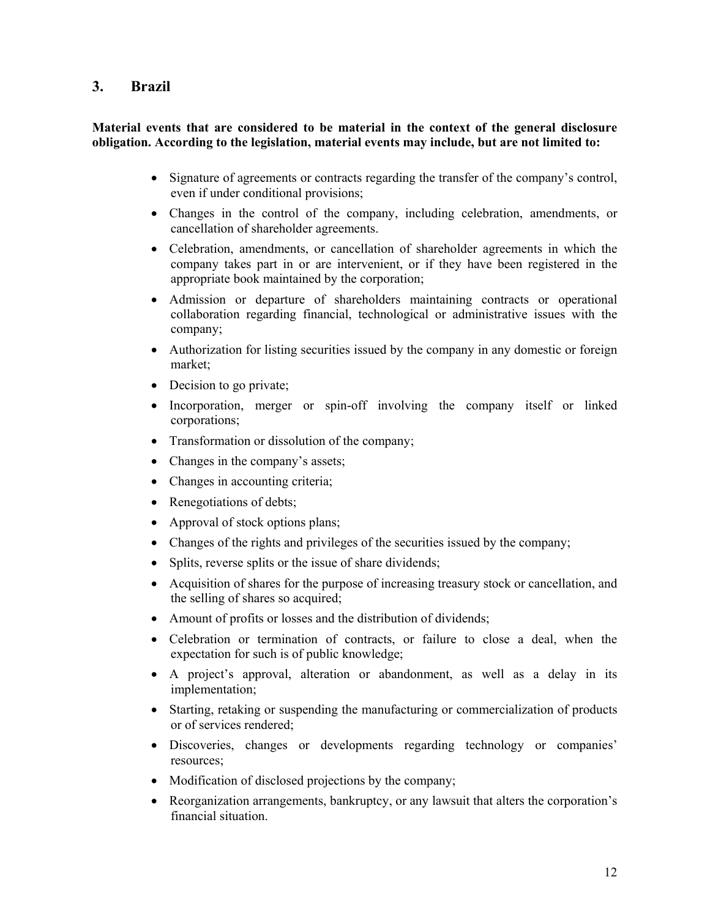## 3. Brazil

**Material events that are considered to be material in the context of the general disclosure obligation. According to the legislation, material events may include, but are not limited to:**

- Signature of agreements or contracts regarding the transfer of the company's control, even if under conditional provisions;
- Changes in the control of the company, including celebration, amendments, or cancellation of shareholder agreements.
- Celebration, amendments, or cancellation of shareholder agreements in which the company takes part in or are intervenient, or if they have been registered in the appropriate book maintained by the corporation;
- Admission or departure of shareholders maintaining contracts or operational collaboration regarding financial, technological or administrative issues with the company;
- Authorization for listing securities issued by the company in any domestic or foreign market;
- Decision to go private;
- Incorporation, merger or spin-off involving the company itself or linked corporations;
- Transformation or dissolution of the company;
- Changes in the company's assets;
- Changes in accounting criteria;
- Renegotiations of debts;
- Approval of stock options plans;
- Changes of the rights and privileges of the securities issued by the company;
- Splits, reverse splits or the issue of share dividends;
- Acquisition of shares for the purpose of increasing treasury stock or cancellation, and the selling of shares so acquired;
- Amount of profits or losses and the distribution of dividends;
- Celebration or termination of contracts, or failure to close a deal, when the expectation for such is of public knowledge;
- A project's approval, alteration or abandonment, as well as a delay in its implementation;
- Starting, retaking or suspending the manufacturing or commercialization of products or of services rendered;
- Discoveries, changes or developments regarding technology or companies' resources;
- Modification of disclosed projections by the company;
- Reorganization arrangements, bankruptcy, or any lawsuit that alters the corporation's financial situation.